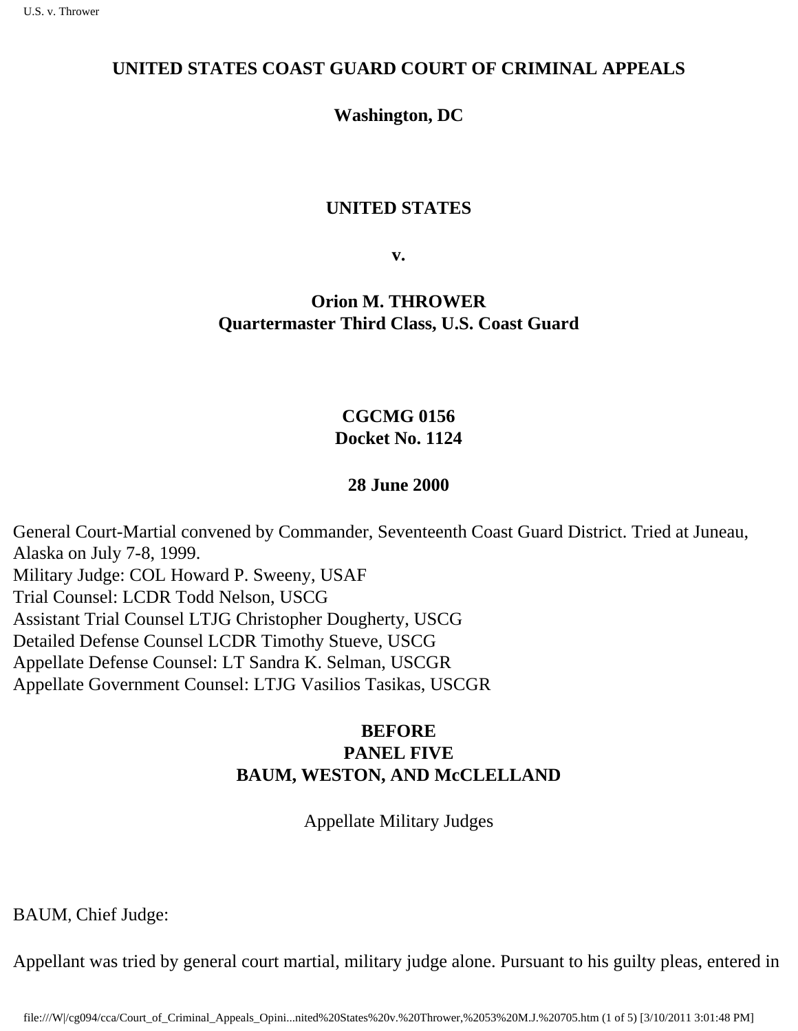**UNITED STATES COAST GUARD COURT OF CRIMINAL APPEALS**

**Washington, DC**

**UNITED STATES**

**v.**

**Orion M. THROWER**
**Quartermaster Third Class, U.S. Coast Guard**

**CGCMG 0156**
**Docket No. 1124**

**28 June 2000**

General Court-Martial convened by Commander, Seventeenth Coast Guard District. Tried at Juneau, Alaska on July 7-8, 1999.
Military Judge: COL Howard P. Sweeny, USAF
Trial Counsel: LCDR Todd Nelson, USCG
Assistant Trial Counsel LTJG Christopher Dougherty, USCG
Detailed Defense Counsel LCDR Timothy Stueve, USCG
Appellate Defense Counsel: LT Sandra K. Selman, USCGR
Appellate Government Counsel: LTJG Vasilios Tasikas, USCGR

**BEFORE**
**PANEL FIVE**
**BAUM, WESTON, AND McCLELLAND**

Appellate Military Judges

BAUM, Chief Judge:

Appellant was tried by general court martial, military judge alone. Pursuant to his guilty pleas, entered in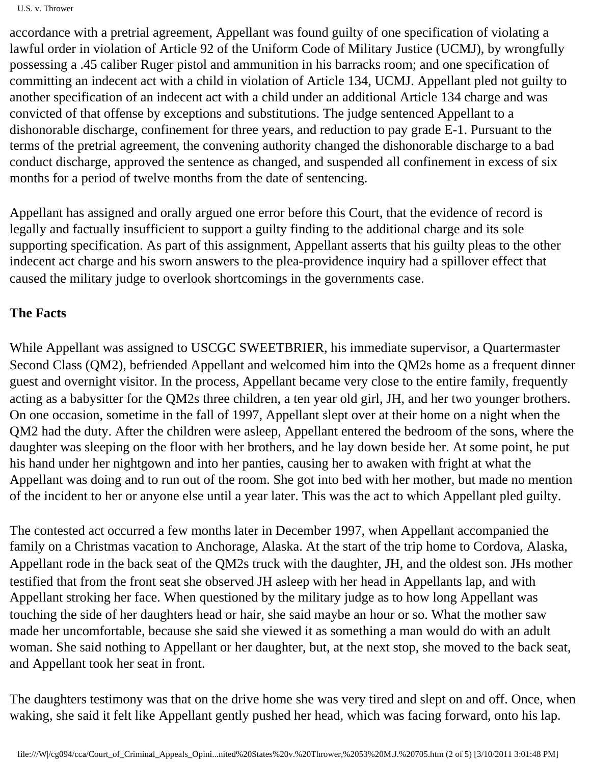accordance with a pretrial agreement, Appellant was found guilty of one specification of violating a lawful order in violation of Article 92 of the Uniform Code of Military Justice (UCMJ), by wrongfully possessing a .45 caliber Ruger pistol and ammunition in his barracks room; and one specification of committing an indecent act with a child in violation of Article 134, UCMJ. Appellant pled not guilty to another specification of an indecent act with a child under an additional Article 134 charge and was convicted of that offense by exceptions and substitutions. The judge sentenced Appellant to a dishonorable discharge, confinement for three years, and reduction to pay grade E-1. Pursuant to the terms of the pretrial agreement, the convening authority changed the dishonorable discharge to a bad conduct discharge, approved the sentence as changed, and suspended all confinement in excess of six months for a period of twelve months from the date of sentencing.

Appellant has assigned and orally argued one error before this Court, that the evidence of record is legally and factually insufficient to support a guilty finding to the additional charge and its sole supporting specification. As part of this assignment, Appellant asserts that his guilty pleas to the other indecent act charge and his sworn answers to the plea-providence inquiry had a spillover effect that caused the military judge to overlook shortcomings in the governments case.

**The Facts**

While Appellant was assigned to USCGC SWEETBRIER, his immediate supervisor, a Quartermaster Second Class (QM2), befriended Appellant and welcomed him into the QM2s home as a frequent dinner guest and overnight visitor. In the process, Appellant became very close to the entire family, frequently acting as a babysitter for the QM2s three children, a ten year old girl, JH, and her two younger brothers. On one occasion, sometime in the fall of 1997, Appellant slept over at their home on a night when the QM2 had the duty. After the children were asleep, Appellant entered the bedroom of the sons, where the daughter was sleeping on the floor with her brothers, and he lay down beside her. At some point, he put his hand under her nightgown and into her panties, causing her to awaken with fright at what the Appellant was doing and to run out of the room. She got into bed with her mother, but made no mention of the incident to her or anyone else until a year later. This was the act to which Appellant pled guilty.

The contested act occurred a few months later in December 1997, when Appellant accompanied the family on a Christmas vacation to Anchorage, Alaska. At the start of the trip home to Cordova, Alaska, Appellant rode in the back seat of the QM2s truck with the daughter, JH, and the oldest son. JHs mother testified that from the front seat she observed JH asleep with her head in Appellants lap, and with Appellant stroking her face. When questioned by the military judge as to how long Appellant was touching the side of her daughters head or hair, she said maybe an hour or so. What the mother saw made her uncomfortable, because she said she viewed it as something a man would do with an adult woman. She said nothing to Appellant or her daughter, but, at the next stop, she moved to the back seat, and Appellant took her seat in front.

The daughters testimony was that on the drive home she was very tired and slept on and off. Once, when waking, she said it felt like Appellant gently pushed her head, which was facing forward, onto his lap.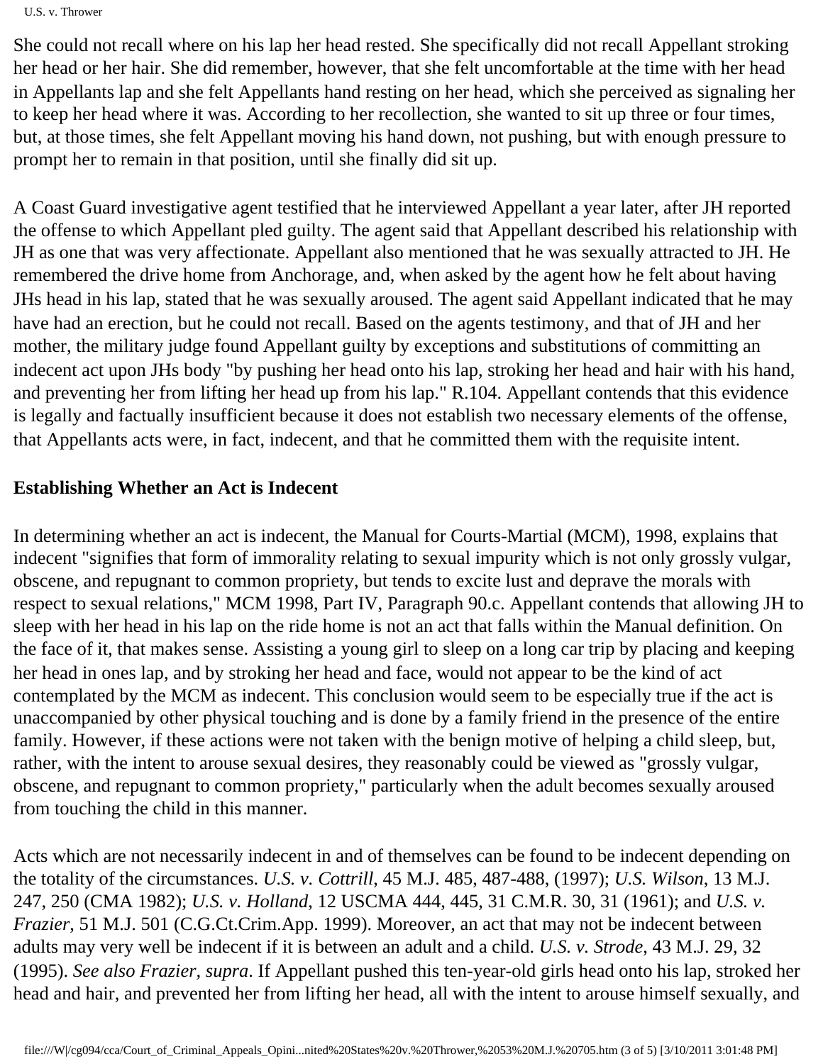She could not recall where on his lap her head rested. She specifically did not recall Appellant stroking her head or her hair. She did remember, however, that she felt uncomfortable at the time with her head in Appellants lap and she felt Appellants hand resting on her head, which she perceived as signaling her to keep her head where it was. According to her recollection, she wanted to sit up three or four times, but, at those times, she felt Appellant moving his hand down, not pushing, but with enough pressure to prompt her to remain in that position, until she finally did sit up.

A Coast Guard investigative agent testified that he interviewed Appellant a year later, after JH reported the offense to which Appellant pled guilty. The agent said that Appellant described his relationship with JH as one that was very affectionate. Appellant also mentioned that he was sexually attracted to JH. He remembered the drive home from Anchorage, and, when asked by the agent how he felt about having JHs head in his lap, stated that he was sexually aroused. The agent said Appellant indicated that he may have had an erection, but he could not recall. Based on the agents testimony, and that of JH and her mother, the military judge found Appellant guilty by exceptions and substitutions of committing an indecent act upon JHs body "by pushing her head onto his lap, stroking her head and hair with his hand, and preventing her from lifting her head up from his lap." R.104. Appellant contends that this evidence is legally and factually insufficient because it does not establish two necessary elements of the offense, that Appellants acts were, in fact, indecent, and that he committed them with the requisite intent.

## Establishing Whether an Act is Indecent

In determining whether an act is indecent, the Manual for Courts-Martial (MCM), 1998, explains that indecent "signifies that form of immorality relating to sexual impurity which is not only grossly vulgar, obscene, and repugnant to common propriety, but tends to excite lust and deprave the morals with respect to sexual relations," MCM 1998, Part IV, Paragraph 90.c. Appellant contends that allowing JH to sleep with her head in his lap on the ride home is not an act that falls within the Manual definition. On the face of it, that makes sense. Assisting a young girl to sleep on a long car trip by placing and keeping her head in ones lap, and by stroking her head and face, would not appear to be the kind of act contemplated by the MCM as indecent. This conclusion would seem to be especially true if the act is unaccompanied by other physical touching and is done by a family friend in the presence of the entire family. However, if these actions were not taken with the benign motive of helping a child sleep, but, rather, with the intent to arouse sexual desires, they reasonably could be viewed as "grossly vulgar, obscene, and repugnant to common propriety," particularly when the adult becomes sexually aroused from touching the child in this manner.

Acts which are not necessarily indecent in and of themselves can be found to be indecent depending on the totality of the circumstances. *U.S. v. Cottrill*, 45 M.J. 485, 487-488, (1997); *U.S. Wilson*, 13 M.J. 247, 250 (CMA 1982); *U.S. v. Holland*, 12 USCMA 444, 445, 31 C.M.R. 30, 31 (1961); and *U.S. v. Frazier*, 51 M.J. 501 (C.G.Ct.Crim.App. 1999). Moreover, an act that may not be indecent between adults may very well be indecent if it is between an adult and a child. *U.S. v. Strode*, 43 M.J. 29, 32 (1995). *See also Frazier*, *supra*. If Appellant pushed this ten-year-old girls head onto his lap, stroked her head and hair, and prevented her from lifting her head, all with the intent to arouse himself sexually, and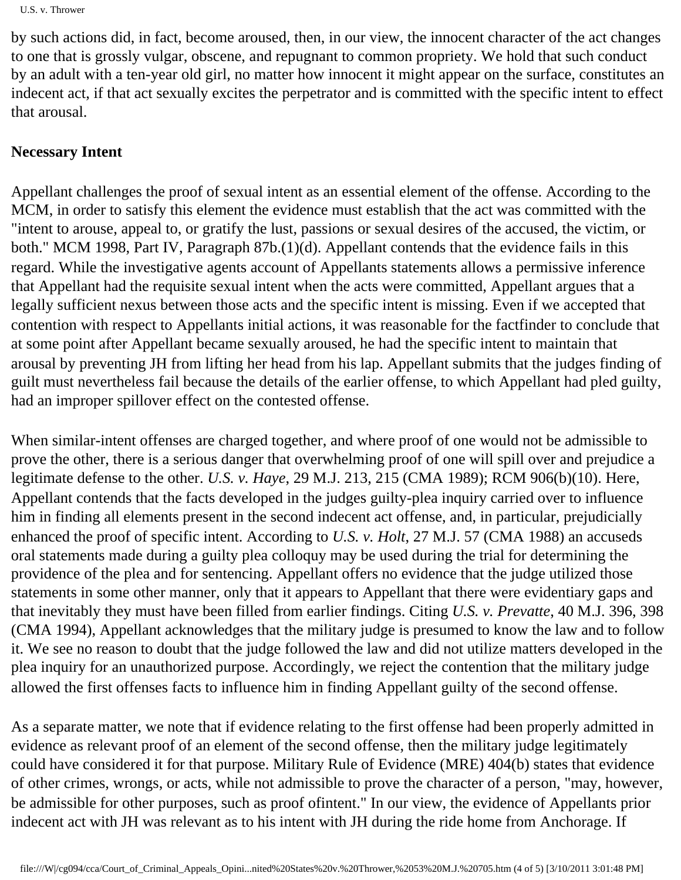by such actions did, in fact, become aroused, then, in our view, the innocent character of the act changes to one that is grossly vulgar, obscene, and repugnant to common propriety. We hold that such conduct by an adult with a ten-year old girl, no matter how innocent it might appear on the surface, constitutes an indecent act, if that act sexually excites the perpetrator and is committed with the specific intent to effect that arousal.

**Necessary Intent**

Appellant challenges the proof of sexual intent as an essential element of the offense. According to the MCM, in order to satisfy this element the evidence must establish that the act was committed with the "intent to arouse, appeal to, or gratify the lust, passions or sexual desires of the accused, the victim, or both." MCM 1998, Part IV, Paragraph 87b.(1)(d). Appellant contends that the evidence fails in this regard. While the investigative agents account of Appellants statements allows a permissive inference that Appellant had the requisite sexual intent when the acts were committed, Appellant argues that a legally sufficient nexus between those acts and the specific intent is missing. Even if we accepted that contention with respect to Appellants initial actions, it was reasonable for the factfinder to conclude that at some point after Appellant became sexually aroused, he had the specific intent to maintain that arousal by preventing JH from lifting her head from his lap. Appellant submits that the judges finding of guilt must nevertheless fail because the details of the earlier offense, to which Appellant had pled guilty, had an improper spillover effect on the contested offense.

When similar-intent offenses are charged together, and where proof of one would not be admissible to prove the other, there is a serious danger that overwhelming proof of one will spill over and prejudice a legitimate defense to the other. *U.S. v. Haye*, 29 M.J. 213, 215 (CMA 1989); RCM 906(b)(10). Here, Appellant contends that the facts developed in the judges guilty-plea inquiry carried over to influence him in finding all elements present in the second indecent act offense, and, in particular, prejudicially enhanced the proof of specific intent. According to *U.S. v. Holt*, 27 M.J. 57 (CMA 1988) an accuseds oral statements made during a guilty plea colloquy may be used during the trial for determining the providence of the plea and for sentencing. Appellant offers no evidence that the judge utilized those statements in some other manner, only that it appears to Appellant that there were evidentiary gaps and that inevitably they must have been filled from earlier findings. Citing *U.S. v. Prevatte*, 40 M.J. 396, 398 (CMA 1994), Appellant acknowledges that the military judge is presumed to know the law and to follow it. We see no reason to doubt that the judge followed the law and did not utilize matters developed in the plea inquiry for an unauthorized purpose. Accordingly, we reject the contention that the military judge allowed the first offenses facts to influence him in finding Appellant guilty of the second offense.

As a separate matter, we note that if evidence relating to the first offense had been properly admitted in evidence as relevant proof of an element of the second offense, then the military judge legitimately could have considered it for that purpose. Military Rule of Evidence (MRE) 404(b) states that evidence of other crimes, wrongs, or acts, while not admissible to prove the character of a person, "may, however, be admissible for other purposes, such as proof ofintent." In our view, the evidence of Appellants prior indecent act with JH was relevant as to his intent with JH during the ride home from Anchorage. If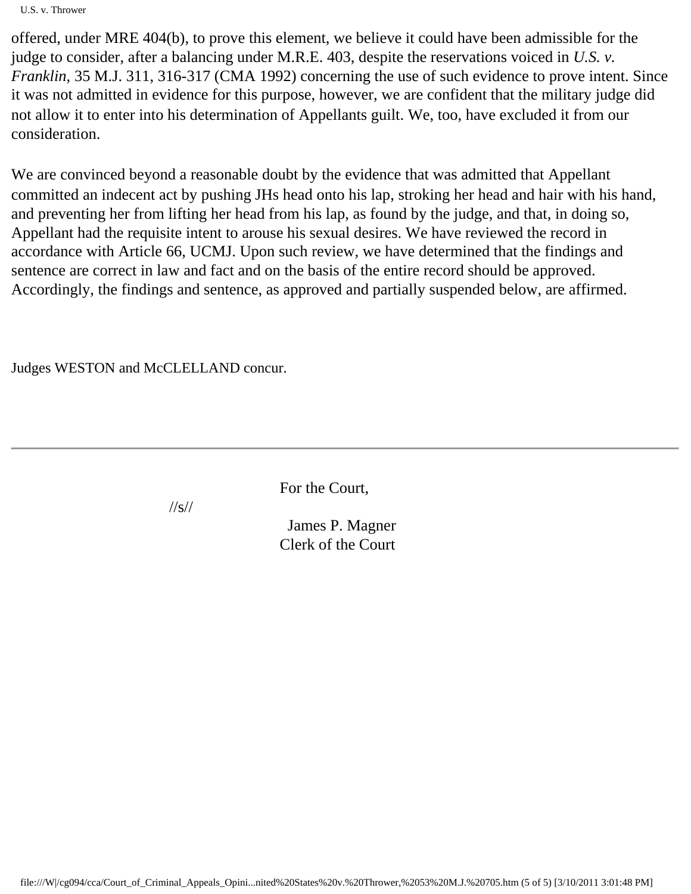offered, under MRE 404(b), to prove this element, we believe it could have been admissible for the judge to consider, after a balancing under M.R.E. 403, despite the reservations voiced in *U.S. v. Franklin*, 35 M.J. 311, 316-317 (CMA 1992) concerning the use of such evidence to prove intent. Since it was not admitted in evidence for this purpose, however, we are confident that the military judge did not allow it to enter into his determination of Appellants guilt. We, too, have excluded it from our consideration.

We are convinced beyond a reasonable doubt by the evidence that was admitted that Appellant committed an indecent act by pushing JHs head onto his lap, stroking her head and hair with his hand, and preventing her from lifting her head from his lap, as found by the judge, and that, in doing so, Appellant had the requisite intent to arouse his sexual desires. We have reviewed the record in accordance with Article 66, UCMJ. Upon such review, we have determined that the findings and sentence are correct in law and fact and on the basis of the entire record should be approved. Accordingly, the findings and sentence, as approved and partially suspended below, are affirmed.

Judges WESTON and McCLELLAND concur.

---

For the Court,

//s//

James P. Magner
Clerk of the Court